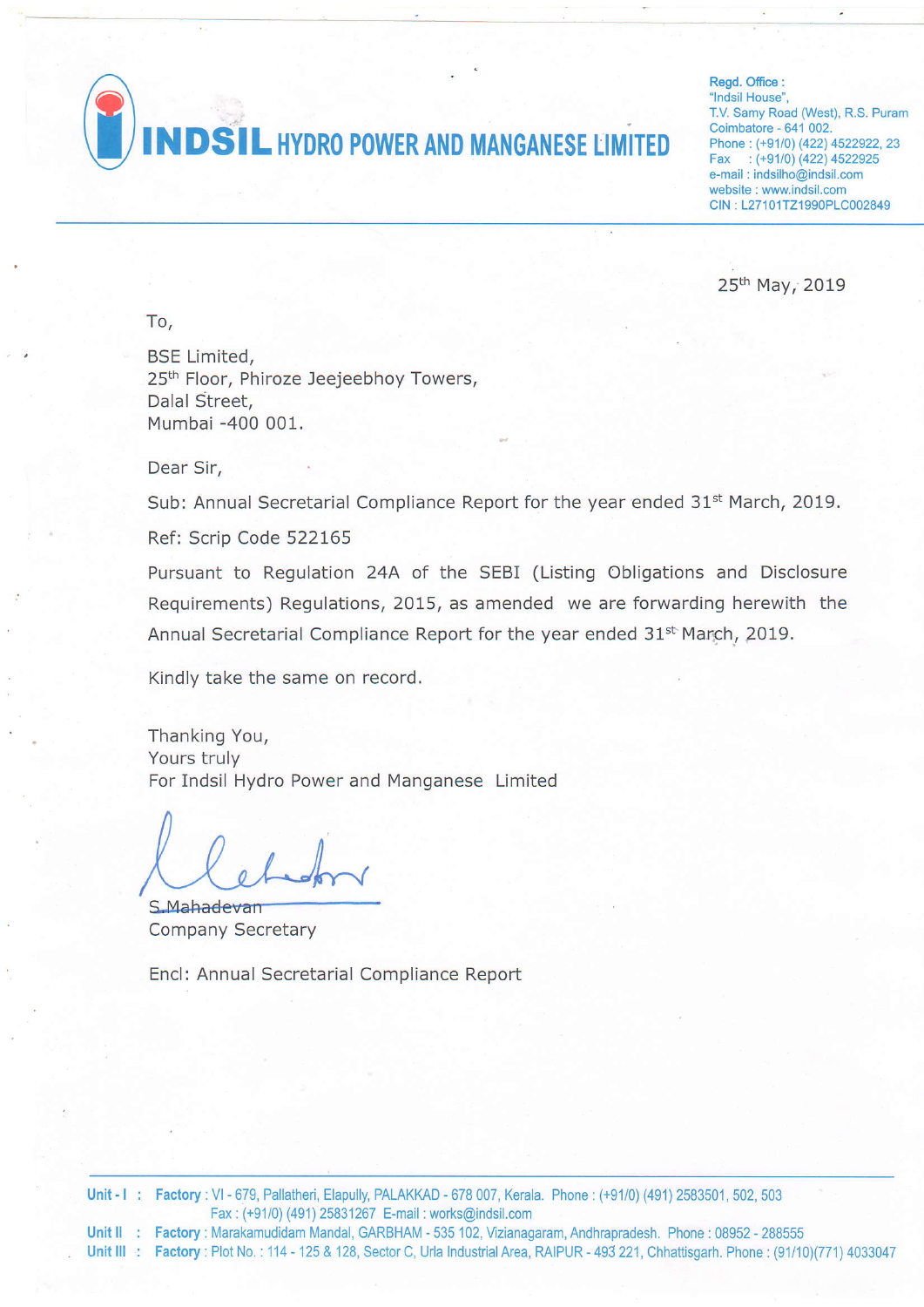# INDSIL HYDRO POWER AND MANGANESE LIMITED

Regd. Office :
"Indsil House",
T.V. Samy Road (West), R.S. Puram
Coimbatore - 641 002.
Phone : (+91/0) (422) 4522922, 23
Fax : (+91/0) (422) 4522925
e-mail : indsilho@indsil.com
website : www.indsil.com
CIN : L27101TZ1990PLC002849

25th May, 2019

To,

BSE Limited,
25th Floor, Phiroze Jeejeebhoy Towers,
Dalal Street,
Mumbai -400 001.

Dear Sir,

Sub: Annual Secretarial Compliance Report for the year ended 31st March, 2019.

Ref: Scrip Code 522165

Pursuant to Regulation 24A of the SEBI (Listing Obligations and Disclosure Requirements) Regulations, 2015, as amended we are forwarding herewith the Annual Secretarial Compliance Report for the year ended 31st March, 2019.

Kindly take the same on record.

Thanking You,
Yours truly
For Indsil Hydro Power and Manganese Limited

S.Mahadevan
Company Secretary

Encl: Annual Secretarial Compliance Report

---

Unit - I : Factory : VI - 679, Pallatheri, Elapully, PALAKKAD - 678 007, Kerala. Phone : (+91/0) (491) 2583501, 502, 503
Fax : (+91/0) (491) 25831267 E-mail : works@indsil.com

Unit II : Factory : Marakamudidam Mandal, GARBHAM - 535 102, Vizianagaram, Andhrapradesh. Phone : 08952 - 288555

Unit III : Factory : Plot No. : 114 - 125 & 128, Sector C, Urla Industrial Area, RAIPUR - 493 221, Chhattisgarh. Phone : (91/10)(771) 4033047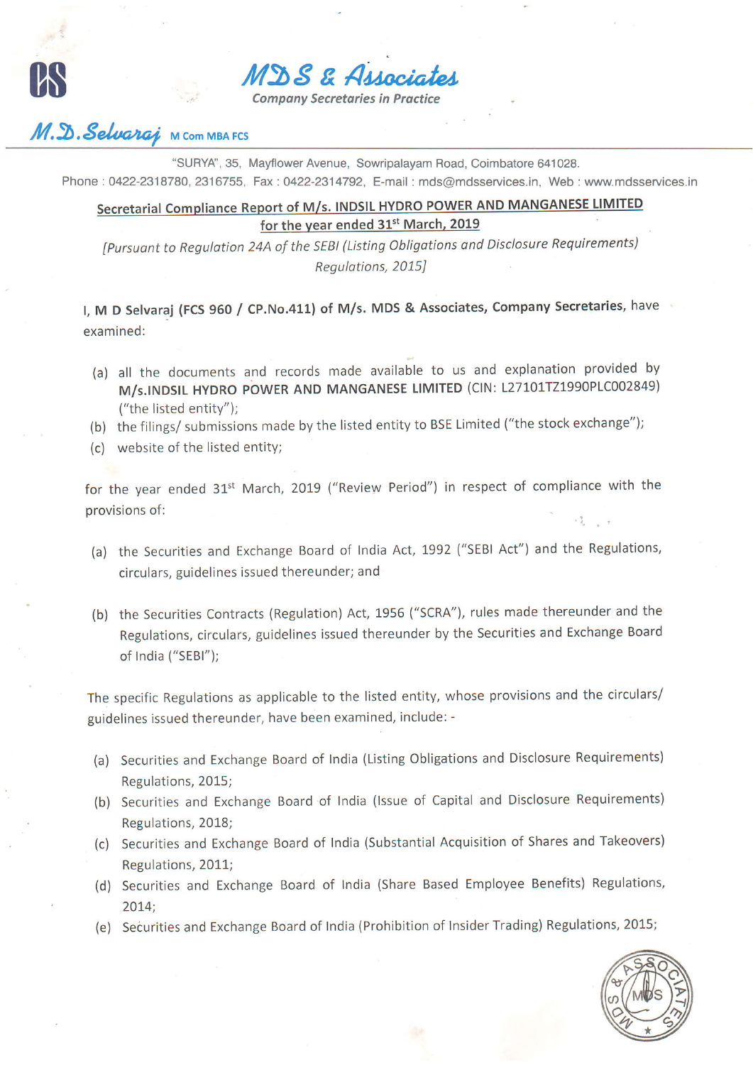# MDS & Associates

*Company Secretaries in Practice*

**M.D.Selvaraj** M Com MBA FCS

"SURYA", 35, Mayflower Avenue, Sowripalayam Road, Coimbatore 641028.
Phone : 0422-2318780, 2316755, Fax : 0422-2314792, E-mail : mds@mdsservices.in, Web : www.mdsservices.in

## Secretarial Compliance Report of M/s. INDSIL HYDRO POWER AND MANGANESE LIMITED for the year ended 31st March, 2019

*[Pursuant to Regulation 24A of the SEBI (Listing Obligations and Disclosure Requirements) Regulations, 2015]*

I, **M D Selvaraj (FCS 960 / CP.No.411) of M/s. MDS & Associates, Company Secretaries**, have examined:

(a) all the documents and records made available to us and explanation provided by **M/s.INDSIL HYDRO POWER AND MANGANESE LIMITED** (CIN: L27101TZ1990PLC002849) ("the listed entity");

(b) the filings/ submissions made by the listed entity to BSE Limited ("the stock exchange");

(c) website of the listed entity;

for the year ended 31st March, 2019 ("Review Period") in respect of compliance with the provisions of:

(a) the Securities and Exchange Board of India Act, 1992 ("SEBI Act") and the Regulations, circulars, guidelines issued thereunder; and

(b) the Securities Contracts (Regulation) Act, 1956 ("SCRA"), rules made thereunder and the Regulations, circulars, guidelines issued thereunder by the Securities and Exchange Board of India ("SEBI");

The specific Regulations as applicable to the listed entity, whose provisions and the circulars/ guidelines issued thereunder, have been examined, include: -

(a) Securities and Exchange Board of India (Listing Obligations and Disclosure Requirements) Regulations, 2015;

(b) Securities and Exchange Board of India (Issue of Capital and Disclosure Requirements) Regulations, 2018;

(c) Securities and Exchange Board of India (Substantial Acquisition of Shares and Takeovers) Regulations, 2011;

(d) Securities and Exchange Board of India (Share Based Employee Benefits) Regulations, 2014;

(e) Securities and Exchange Board of India (Prohibition of Insider Trading) Regulations, 2015;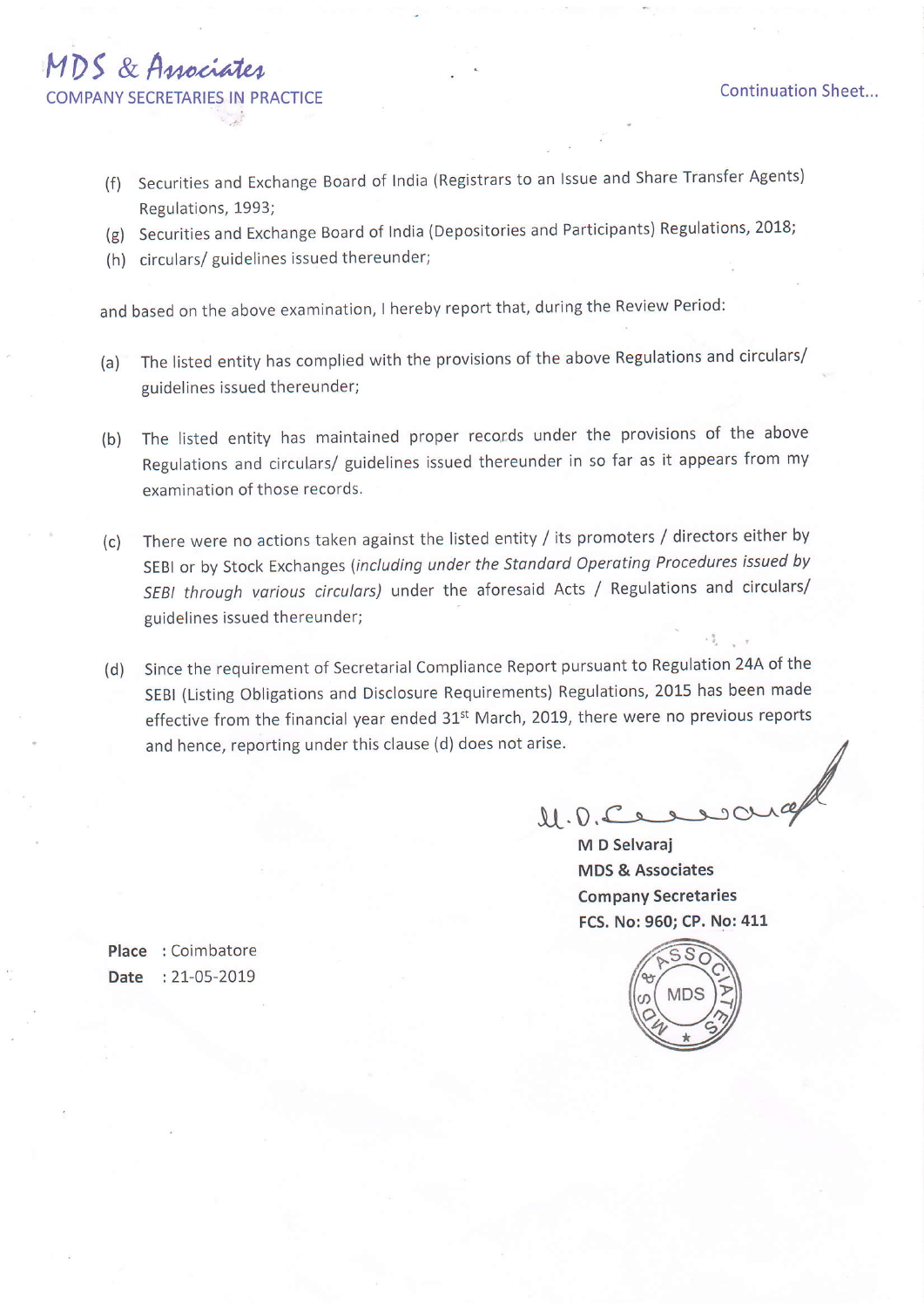(f) Securities and Exchange Board of India (Registrars to an Issue and Share Transfer Agents) Regulations, 1993;

(g) Securities and Exchange Board of India (Depositories and Participants) Regulations, 2018;

(h) circulars/ guidelines issued thereunder;

and based on the above examination, I hereby report that, during the Review Period:

(a) The listed entity has complied with the provisions of the above Regulations and circulars/ guidelines issued thereunder;

(b) The listed entity has maintained proper records under the provisions of the above Regulations and circulars/ guidelines issued thereunder in so far as it appears from my examination of those records.

(c) There were no actions taken against the listed entity / its promoters / directors either by SEBI or by Stock Exchanges *(including under the Standard Operating Procedures issued by SEBI through various circulars)* under the aforesaid Acts / Regulations and circulars/ guidelines issued thereunder;

(d) Since the requirement of Secretarial Compliance Report pursuant to Regulation 24A of the SEBI (Listing Obligations and Disclosure Requirements) Regulations, 2015 has been made effective from the financial year ended 31st March, 2019, there were no previous reports and hence, reporting under this clause (d) does not arise.

**M D Selvaraj**
**MDS & Associates**
**Company Secretaries**
**FCS. No: 960; CP. No: 411**

**Place** : Coimbatore
**Date** : 21-05-2019